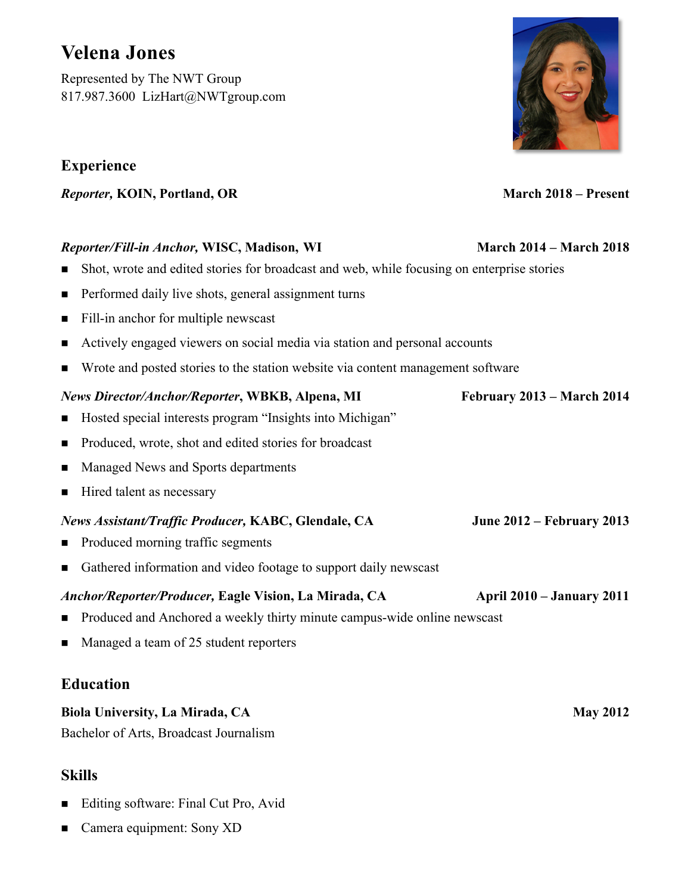# Velena Jones

Represented by The NWT Group
817.987.3600 LizHart@NWTgroup.com

## Experience

***Reporter,* KOIN, Portland, OR** **March 2018 – Present**

***Reporter/Fill-in Anchor,* WISC, Madison, WI** **March 2014 – March 2018**

- Shot, wrote and edited stories for broadcast and web, while focusing on enterprise stories
- Performed daily live shots, general assignment turns
- Fill-in anchor for multiple newscast
- Actively engaged viewers on social media via station and personal accounts
- Wrote and posted stories to the station website via content management software

***News Director/Anchor/Reporter*, WBKB, Alpena, MI** **February 2013 – March 2014**

- Hosted special interests program "Insights into Michigan"
- Produced, wrote, shot and edited stories for broadcast
- Managed News and Sports departments
- Hired talent as necessary

***News Assistant/Traffic Producer,* KABC, Glendale, CA** **June 2012 – February 2013**

- Produced morning traffic segments
- Gathered information and video footage to support daily newscast

***Anchor/Reporter/Producer,* Eagle Vision, La Mirada, CA** **April 2010 – January 2011**

- Produced and Anchored a weekly thirty minute campus-wide online newscast
- Managed a team of 25 student reporters

## Education

**Biola University, La Mirada, CA** **May 2012**
Bachelor of Arts, Broadcast Journalism

## Skills

- Editing software: Final Cut Pro, Avid
- Camera equipment: Sony XD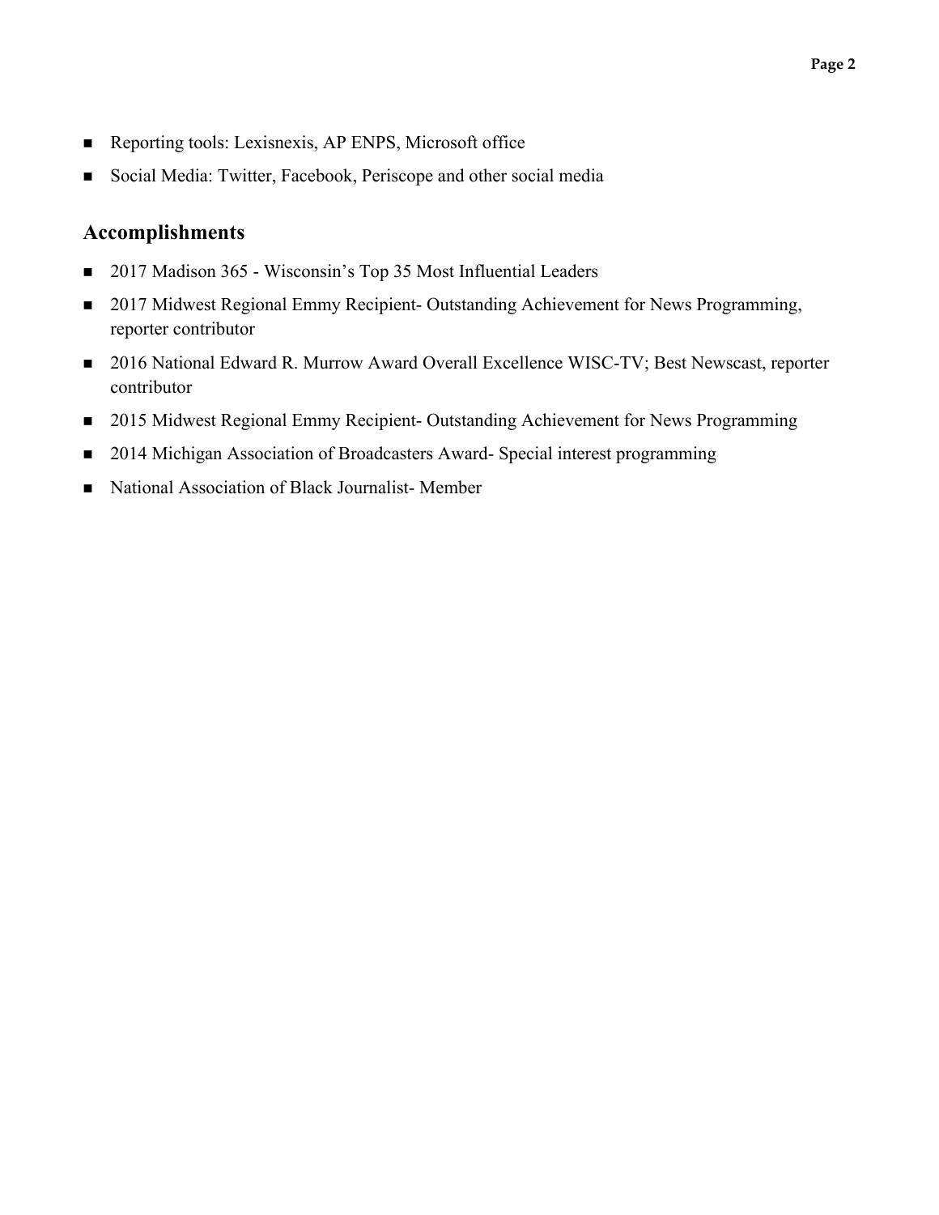- Reporting tools: Lexisnexis, AP ENPS, Microsoft office
- Social Media: Twitter, Facebook, Periscope and other social media

## Accomplishments

- 2017 Madison 365 - Wisconsin's Top 35 Most Influential Leaders
- 2017 Midwest Regional Emmy Recipient- Outstanding Achievement for News Programming, reporter contributor
- 2016 National Edward R. Murrow Award Overall Excellence WISC-TV; Best Newscast, reporter contributor
- 2015 Midwest Regional Emmy Recipient- Outstanding Achievement for News Programming
- 2014 Michigan Association of Broadcasters Award- Special interest programming
- National Association of Black Journalist- Member